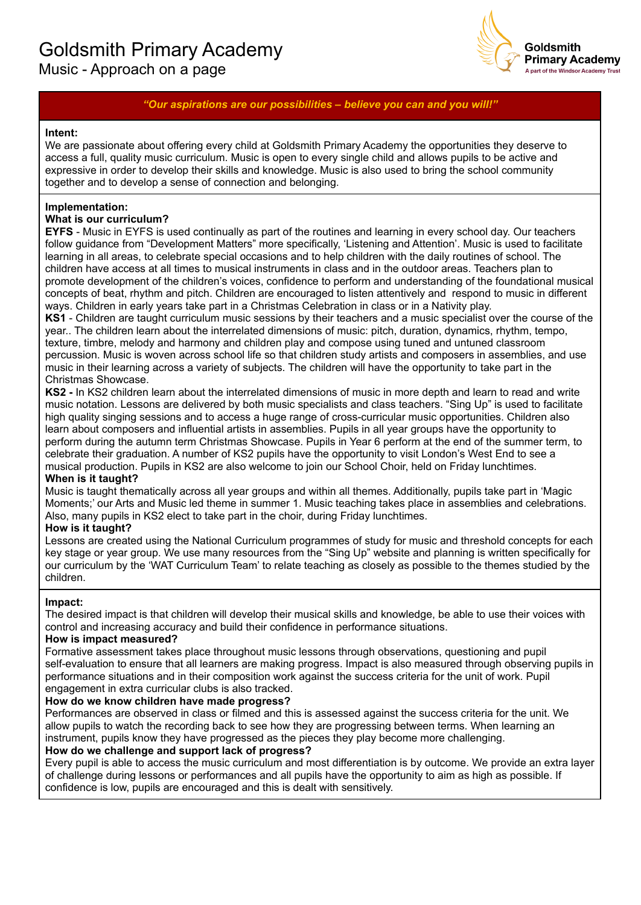# Goldsmith Primary Academy

## Music - Approach on a page

Goldsmith Primary Academy
A part of the Windsor Academy Trust

*"Our aspirations are our possibilities – believe you can and you will!"*

**Intent:**

We are passionate about offering every child at Goldsmith Primary Academy the opportunities they deserve to access a full, quality music curriculum. Music is open to every single child and allows pupils to be active and expressive in order to develop their skills and knowledge. Music is also used to bring the school community together and to develop a sense of connection and belonging.

**Implementation:**

**What is our curriculum?**

**EYFS** - Music in EYFS is used continually as part of the routines and learning in every school day. Our teachers follow guidance from "Development Matters" more specifically, 'Listening and Attention'. Music is used to facilitate learning in all areas, to celebrate special occasions and to help children with the daily routines of school. The children have access at all times to musical instruments in class and in the outdoor areas. Teachers plan to promote development of the children's voices, confidence to perform and understanding of the foundational musical concepts of beat, rhythm and pitch. Children are encouraged to listen attentively and respond to music in different ways. Children in early years take part in a Christmas Celebration in class or in a Nativity play.

**KS1** - Children are taught curriculum music sessions by their teachers and a music specialist over the course of the year.. The children learn about the interrelated dimensions of music: pitch, duration, dynamics, rhythm, tempo, texture, timbre, melody and harmony and children play and compose using tuned and untuned classroom percussion. Music is woven across school life so that children study artists and composers in assemblies, and use music in their learning across a variety of subjects. The children will have the opportunity to take part in the Christmas Showcase.

**KS2 -** In KS2 children learn about the interrelated dimensions of music in more depth and learn to read and write music notation. Lessons are delivered by both music specialists and class teachers. "Sing Up" is used to facilitate high quality singing sessions and to access a huge range of cross-curricular music opportunities. Children also learn about composers and influential artists in assemblies. Pupils in all year groups have the opportunity to perform during the autumn term Christmas Showcase. Pupils in Year 6 perform at the end of the summer term, to celebrate their graduation. A number of KS2 pupils have the opportunity to visit London's West End to see a musical production. Pupils in KS2 are also welcome to join our School Choir, held on Friday lunchtimes.

**When is it taught?**

Music is taught thematically across all year groups and within all themes. Additionally, pupils take part in 'Magic Moments;' our Arts and Music led theme in summer 1. Music teaching takes place in assemblies and celebrations. Also, many pupils in KS2 elect to take part in the choir, during Friday lunchtimes.

**How is it taught?**

Lessons are created using the National Curriculum programmes of study for music and threshold concepts for each key stage or year group. We use many resources from the "Sing Up" website and planning is written specifically for our curriculum by the 'WAT Curriculum Team' to relate teaching as closely as possible to the themes studied by the children.

**Impact:**

The desired impact is that children will develop their musical skills and knowledge, be able to use their voices with control and increasing accuracy and build their confidence in performance situations.

**How is impact measured?**

Formative assessment takes place throughout music lessons through observations, questioning and pupil self-evaluation to ensure that all learners are making progress. Impact is also measured through observing pupils in performance situations and in their composition work against the success criteria for the unit of work. Pupil engagement in extra curricular clubs is also tracked.

**How do we know children have made progress?**

Performances are observed in class or filmed and this is assessed against the success criteria for the unit. We allow pupils to watch the recording back to see how they are progressing between terms. When learning an instrument, pupils know they have progressed as the pieces they play become more challenging.

**How do we challenge and support lack of progress?**

Every pupil is able to access the music curriculum and most differentiation is by outcome. We provide an extra layer of challenge during lessons or performances and all pupils have the opportunity to aim as high as possible. If confidence is low, pupils are encouraged and this is dealt with sensitively.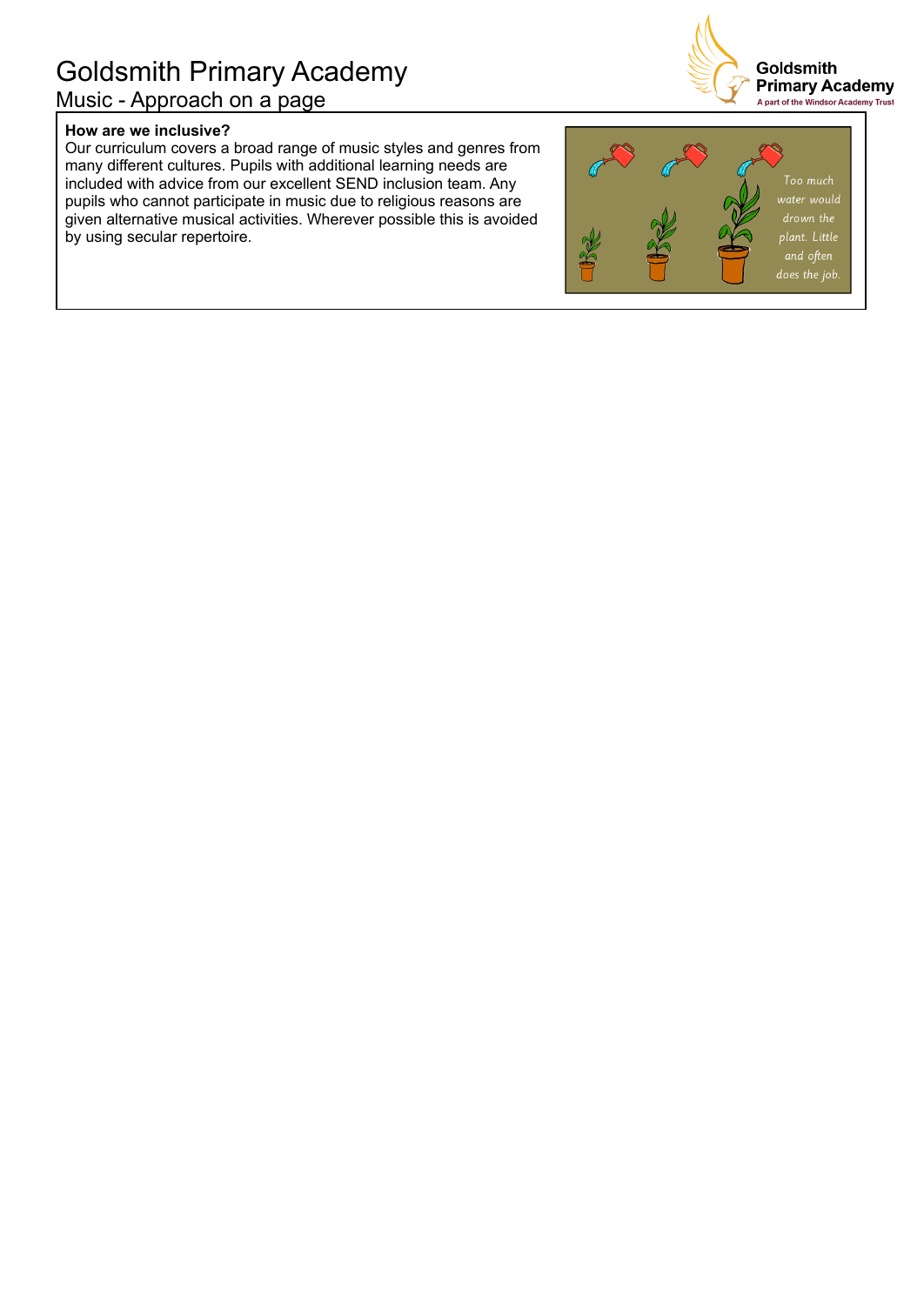# Goldsmith Primary Academy

## Music - Approach on a page

**How are we inclusive?**

Our curriculum covers a broad range of music styles and genres from many different cultures. Pupils with additional learning needs are included with advice from our excellent SEND inclusion team. Any pupils who cannot participate in music due to religious reasons are given alternative musical activities. Wherever possible this is avoided by using secular repertoire.

Too much water would drown the plant. Little and often does the job.